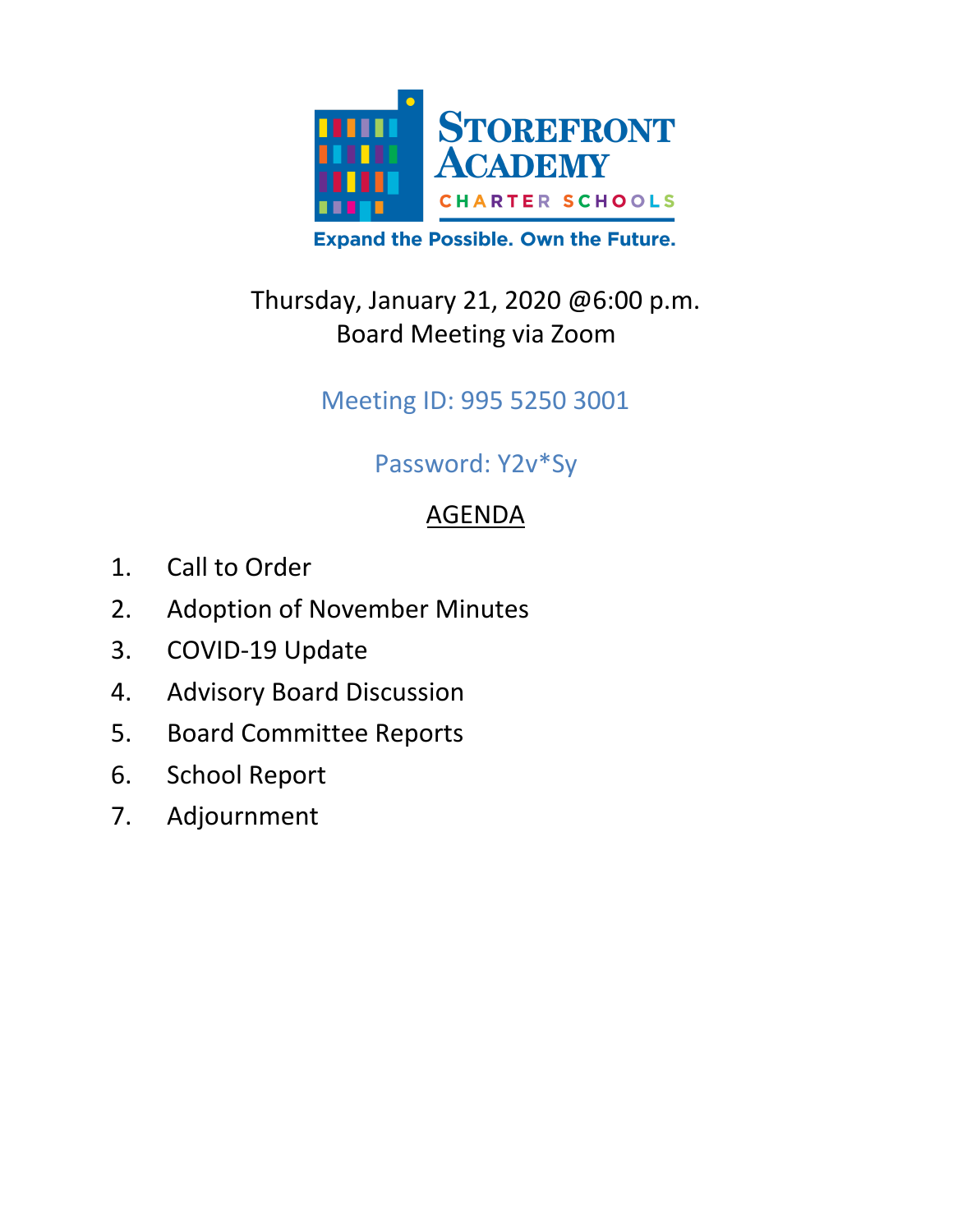# Storefront Academy

CHARTER SCHOOLS

Expand the Possible. Own the Future.

Thursday, January 21, 2020 @6:00 p.m.
Board Meeting via Zoom

Meeting ID: 995 5250 3001

Password: Y2v*Sy

## AGENDA

1. Call to Order
2. Adoption of November Minutes
3. COVID-19 Update
4. Advisory Board Discussion
5. Board Committee Reports
6. School Report
7. Adjournment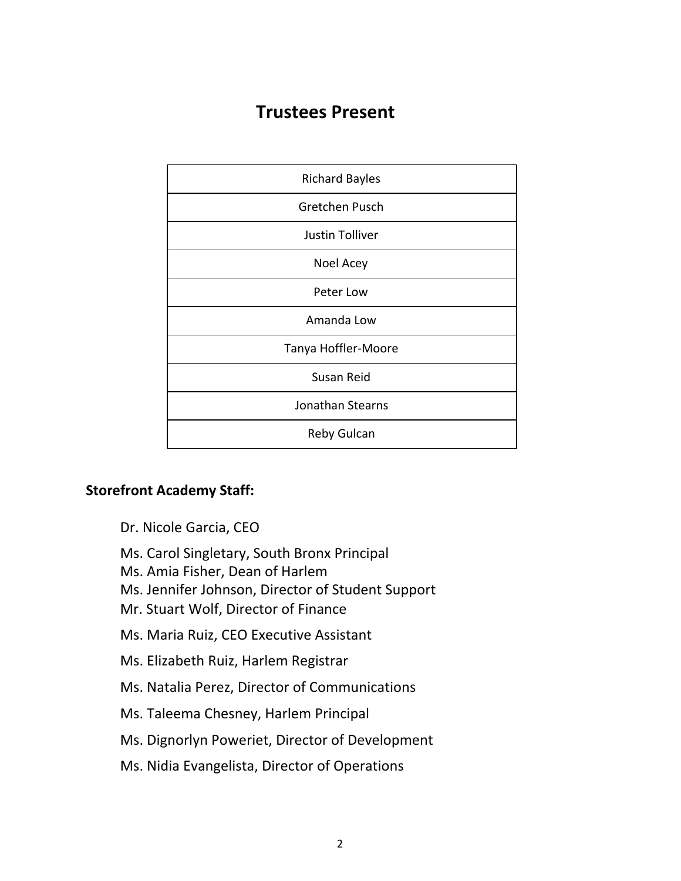# Trustees Present

| Richard Bayles |
|---|
| Gretchen Pusch |
| Justin Tolliver |
| Noel Acey |
| Peter Low |
| Amanda Low |
| Tanya Hoffler-Moore |
| Susan Reid |
| Jonathan Stearns |
| Reby Gulcan |

**Storefront Academy Staff:**

Dr. Nicole Garcia, CEO

Ms. Carol Singletary, South Bronx Principal
Ms. Amia Fisher, Dean of Harlem
Ms. Jennifer Johnson, Director of Student Support
Mr. Stuart Wolf, Director of Finance

Ms. Maria Ruiz, CEO Executive Assistant

Ms. Elizabeth Ruiz, Harlem Registrar

Ms. Natalia Perez, Director of Communications

Ms. Taleema Chesney, Harlem Principal

Ms. Dignorlyn Poweriet, Director of Development

Ms. Nidia Evangelista, Director of Operations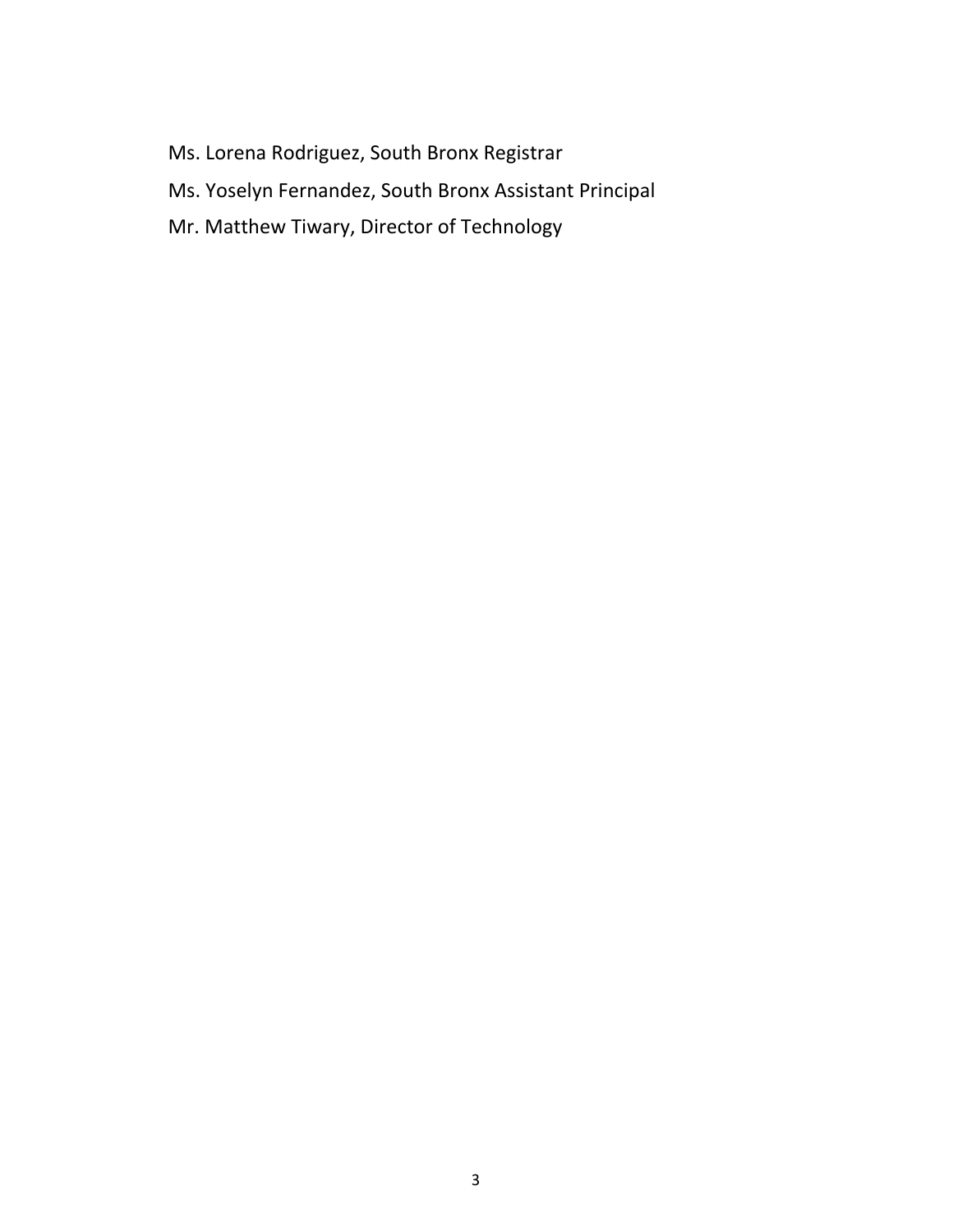Ms. Lorena Rodriguez, South Bronx Registrar

Ms. Yoselyn Fernandez, South Bronx Assistant Principal

Mr. Matthew Tiwary, Director of Technology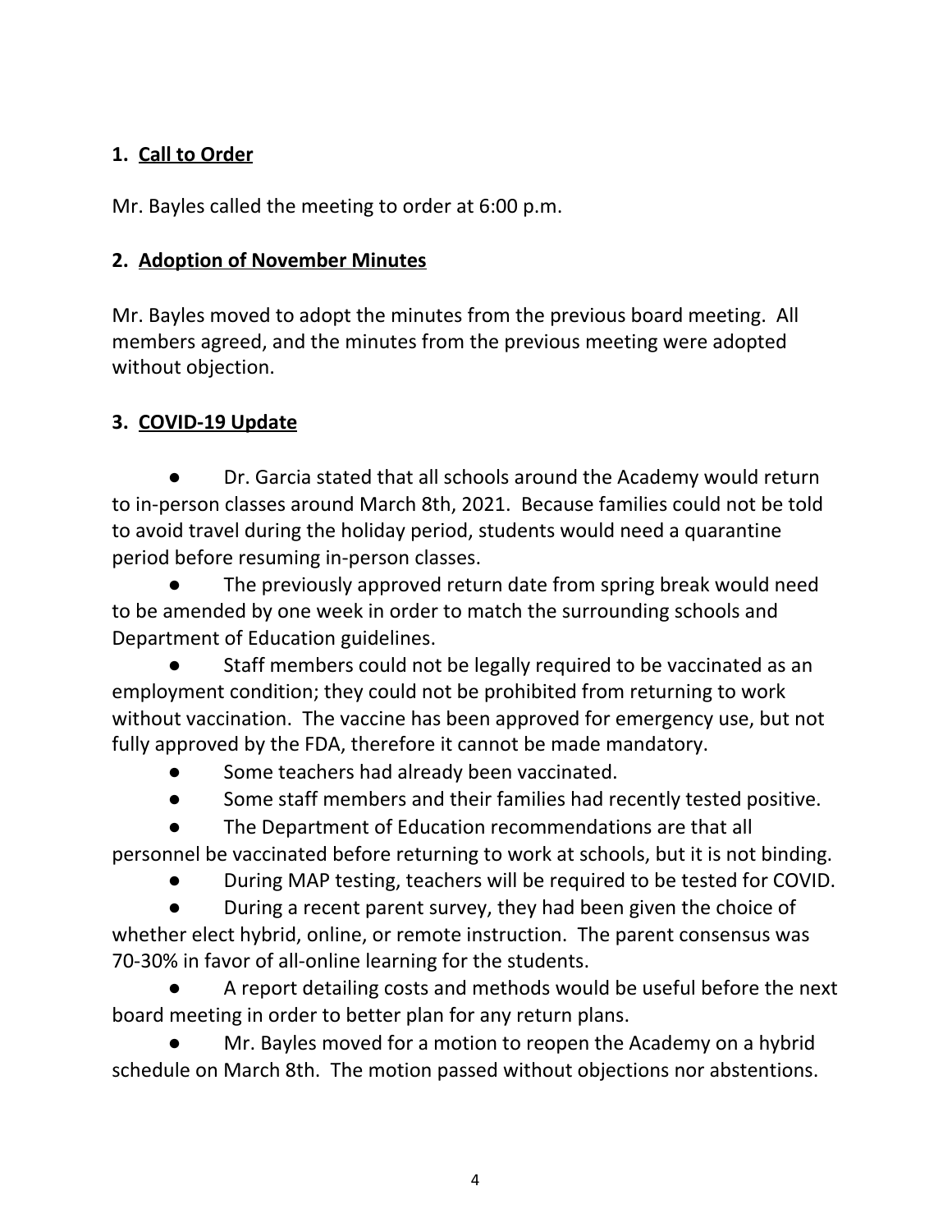## 1. <u>Call to Order</u>

Mr. Bayles called the meeting to order at 6:00 p.m.

## 2. <u>Adoption of November Minutes</u>

Mr. Bayles moved to adopt the minutes from the previous board meeting. All members agreed, and the minutes from the previous meeting were adopted without objection.

## 3. <u>COVID-19 Update</u>

- Dr. Garcia stated that all schools around the Academy would return to in-person classes around March 8th, 2021. Because families could not be told to avoid travel during the holiday period, students would need a quarantine period before resuming in-person classes.
- The previously approved return date from spring break would need to be amended by one week in order to match the surrounding schools and Department of Education guidelines.
- Staff members could not be legally required to be vaccinated as an employment condition; they could not be prohibited from returning to work without vaccination. The vaccine has been approved for emergency use, but not fully approved by the FDA, therefore it cannot be made mandatory.
- Some teachers had already been vaccinated.
- Some staff members and their families had recently tested positive.
- The Department of Education recommendations are that all personnel be vaccinated before returning to work at schools, but it is not binding.
- During MAP testing, teachers will be required to be tested for COVID.
- During a recent parent survey, they had been given the choice of whether elect hybrid, online, or remote instruction. The parent consensus was 70-30% in favor of all-online learning for the students.
- A report detailing costs and methods would be useful before the next board meeting in order to better plan for any return plans.
- Mr. Bayles moved for a motion to reopen the Academy on a hybrid schedule on March 8th. The motion passed without objections nor abstentions.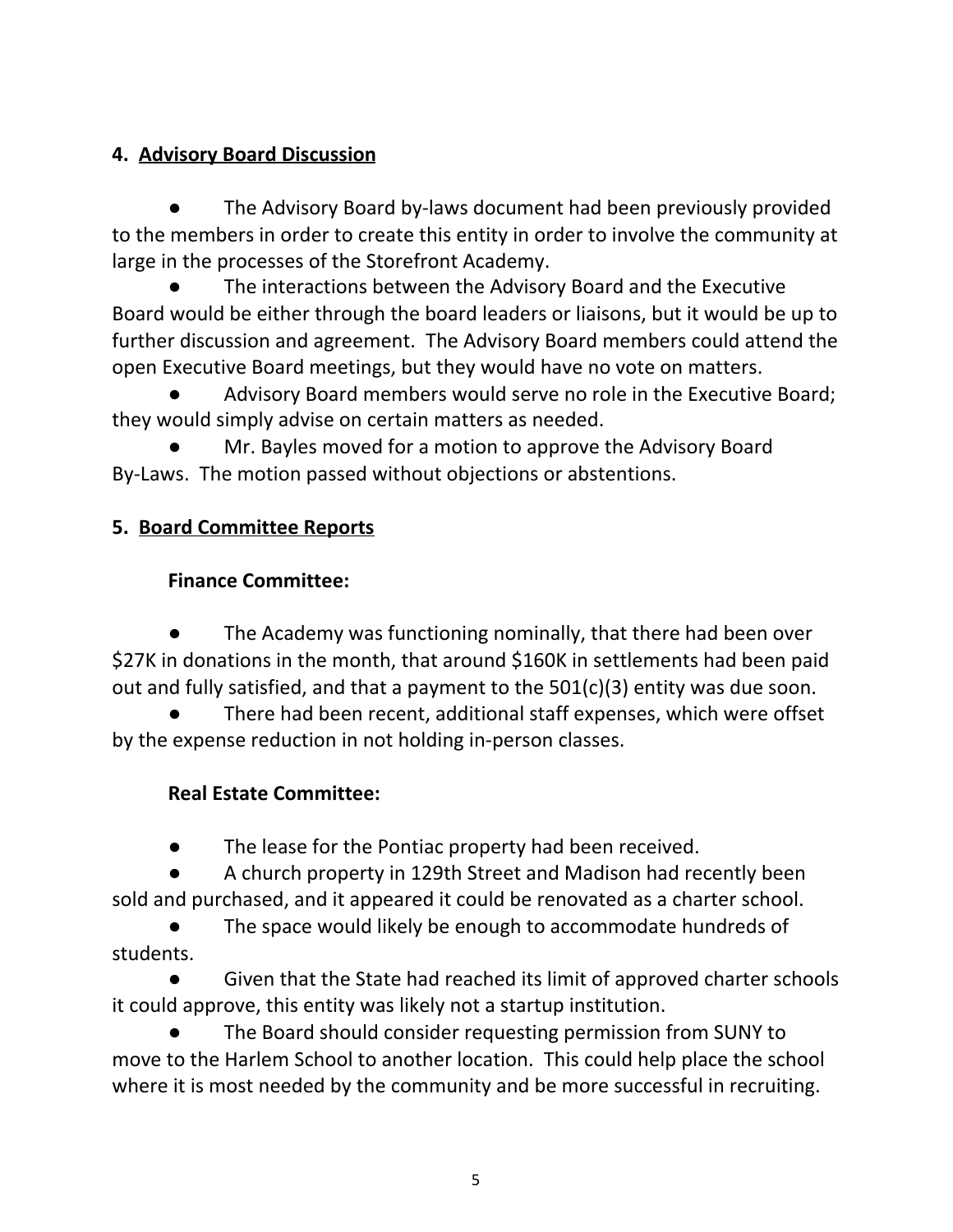## 4. Advisory Board Discussion

- The Advisory Board by-laws document had been previously provided to the members in order to create this entity in order to involve the community at large in the processes of the Storefront Academy.
- The interactions between the Advisory Board and the Executive Board would be either through the board leaders or liaisons, but it would be up to further discussion and agreement. The Advisory Board members could attend the open Executive Board meetings, but they would have no vote on matters.
- Advisory Board members would serve no role in the Executive Board; they would simply advise on certain matters as needed.
- Mr. Bayles moved for a motion to approve the Advisory Board By-Laws. The motion passed without objections or abstentions.

## 5. Board Committee Reports

### Finance Committee:

- The Academy was functioning nominally, that there had been over $27K in donations in the month, that around $160K in settlements had been paid out and fully satisfied, and that a payment to the 501(c)(3) entity was due soon.
- There had been recent, additional staff expenses, which were offset by the expense reduction in not holding in-person classes.

### Real Estate Committee:

- The lease for the Pontiac property had been received.
- A church property in 129th Street and Madison had recently been sold and purchased, and it appeared it could be renovated as a charter school.
- The space would likely be enough to accommodate hundreds of students.
- Given that the State had reached its limit of approved charter schools it could approve, this entity was likely not a startup institution.
- The Board should consider requesting permission from SUNY to move to the Harlem School to another location. This could help place the school where it is most needed by the community and be more successful in recruiting.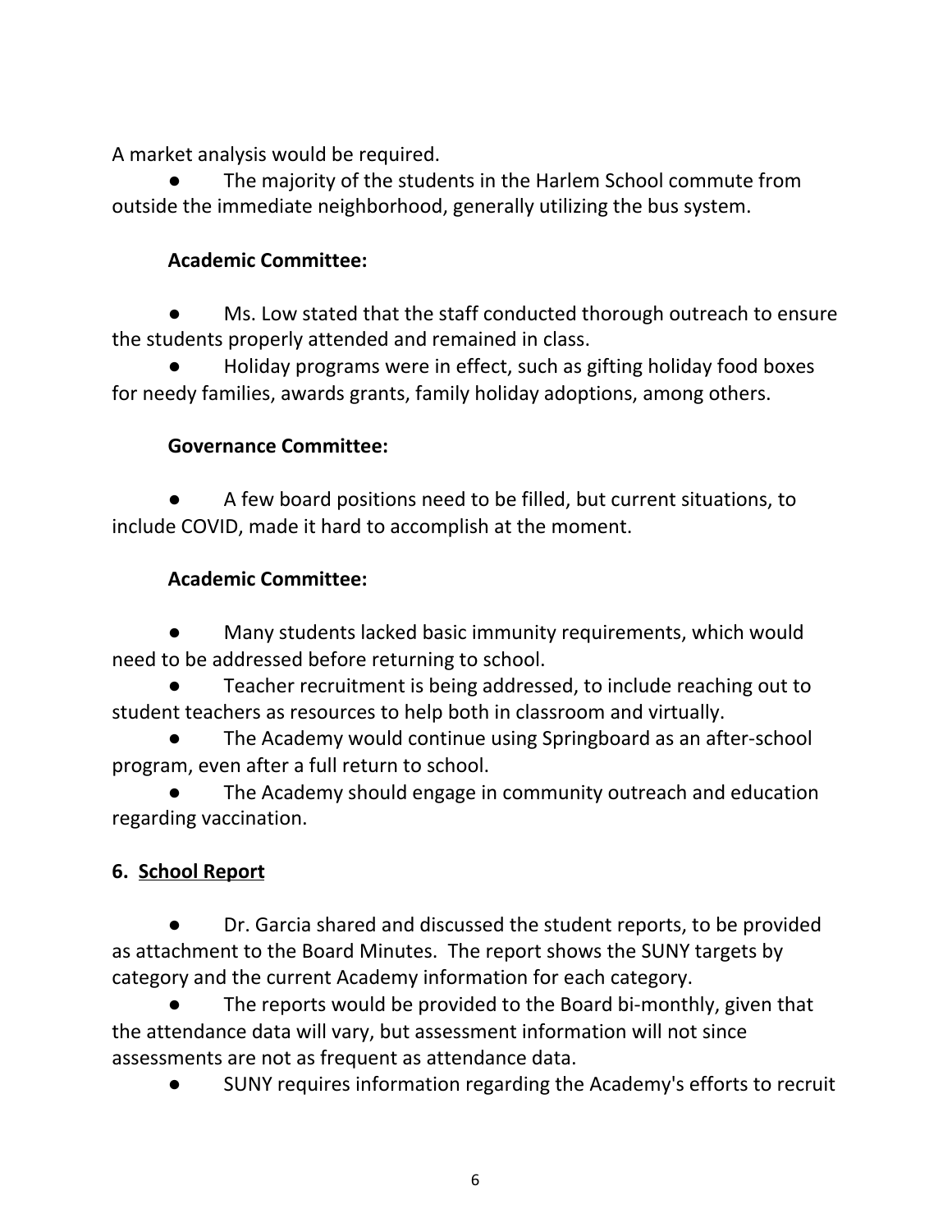A market analysis would be required.

- The majority of the students in the Harlem School commute from outside the immediate neighborhood, generally utilizing the bus system.

**Academic Committee:**

- Ms. Low stated that the staff conducted thorough outreach to ensure the students properly attended and remained in class.
- Holiday programs were in effect, such as gifting holiday food boxes for needy families, awards grants, family holiday adoptions, among others.

**Governance Committee:**

- A few board positions need to be filled, but current situations, to include COVID, made it hard to accomplish at the moment.

**Academic Committee:**

- Many students lacked basic immunity requirements, which would need to be addressed before returning to school.
- Teacher recruitment is being addressed, to include reaching out to student teachers as resources to help both in classroom and virtually.
- The Academy would continue using Springboard as an after-school program, even after a full return to school.
- The Academy should engage in community outreach and education regarding vaccination.

## 6. <u>School Report</u>

- Dr. Garcia shared and discussed the student reports, to be provided as attachment to the Board Minutes. The report shows the SUNY targets by category and the current Academy information for each category.
- The reports would be provided to the Board bi-monthly, given that the attendance data will vary, but assessment information will not since assessments are not as frequent as attendance data.
- SUNY requires information regarding the Academy's efforts to recruit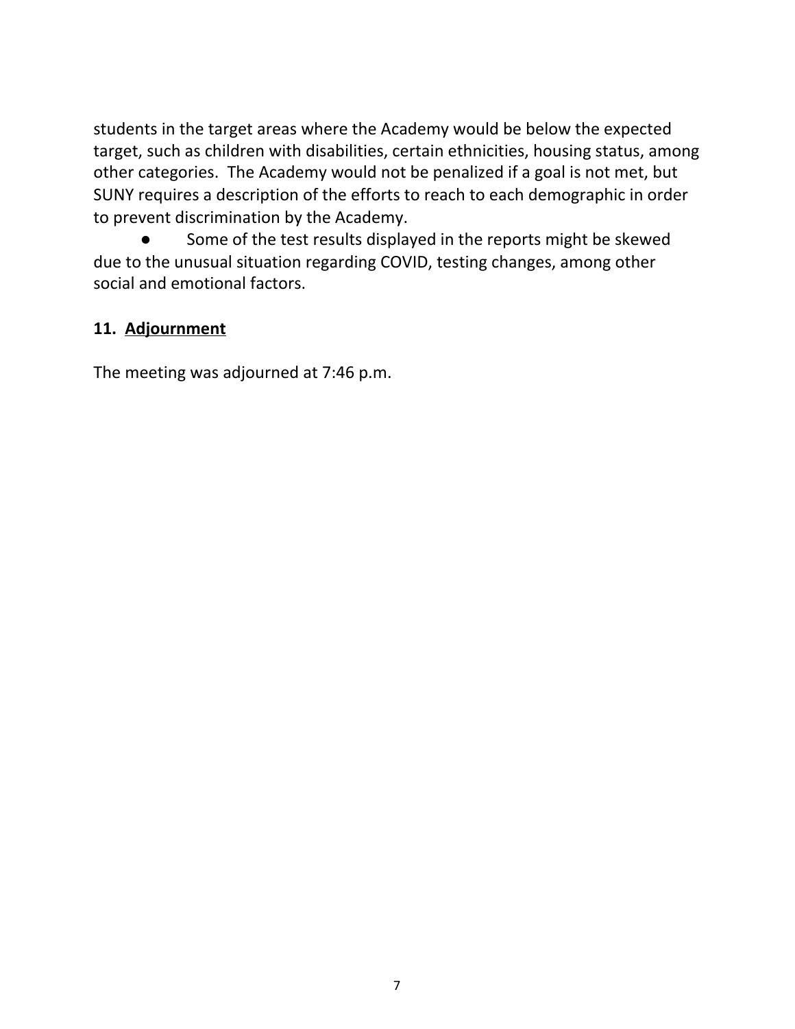students in the target areas where the Academy would be below the expected target, such as children with disabilities, certain ethnicities, housing status, among other categories. The Academy would not be penalized if a goal is not met, but SUNY requires a description of the efforts to reach to each demographic in order to prevent discrimination by the Academy.

- Some of the test results displayed in the reports might be skewed due to the unusual situation regarding COVID, testing changes, among other social and emotional factors.

**11. Adjournment**

The meeting was adjourned at 7:46 p.m.